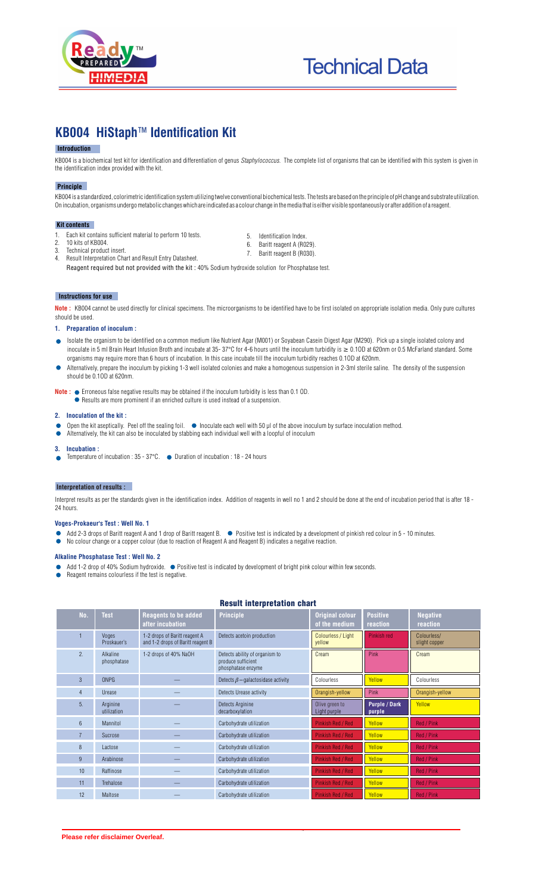# Technical Data

## KB004 HiStaph™ Identification Kit

### Introduction

KB004 is a biochemical test kit for identification and differentiation of genus *Staphylococcus*. The complete list of organisms that can be identified with this system is given in the identification index provided with the kit.

### Principle

KB004 is a standardized, colorimetric identification system utilizing twelve conventional biochemical tests. The tests are based on the principle of pH change and substrate utilization. On incubation, organisms undergo metabolic changes which are indicated as a colour change in the media that is either visible spontaneously or after addition of a reagent.

### Kit contents

1. Each kit contains sufficient material to perform 10 tests.
2. 10 kits of KB004.
3. Technical product insert.
4. Result Interpretation Chart and Result Entry Datasheet.
5. Identification Index.
6. Baritt reagent A (R029).
7. Baritt reagent B (R030).

Reagent required but not provided with the kit : 40% Sodium hydroxide solution for Phosphatase test.

### Instructions for use

**Note :** KB004 cannot be used directly for clinical specimens. The microorganisms to be identified have to be first isolated on appropriate isolation media. Only pure cultures should be used.

**1. Preparation of inoculum :**

- Isolate the organism to be identified on a common medium like Nutrient Agar (M001) or Soyabean Casein Digest Agar (M290). Pick up a single isolated colony and inoculate in 5 ml Brain Heart Infusion Broth and incubate at 35- 37°C for 4-6 hours until the inoculum turbidity is ≥ 0.1OD at 620nm or 0.5 McFarland standard. Some organisms may require more than 6 hours of incubation. In this case incubate till the inoculum turbidity reaches 0.1OD at 620nm.
- Alternatively, prepare the inoculum by picking 1-3 well isolated colonies and make a homogenous suspension in 2-3ml sterile saline. The density of the suspension should be 0.1OD at 620nm.

**Note :**
- Erroneous false negative results may be obtained if the inoculum turbidity is less than 0.1 OD.
- Results are more prominent if an enriched culture is used instead of a suspension.

**2. Inoculation of the kit :**

- Open the kit aseptically. Peel off the sealing foil.
- Inoculate each well with 50 µl of the above inoculum by surface inoculation method.
- Alternatively, the kit can also be inoculated by stabbing each individual well with a loopful of inoculum

**3. Incubation :**

- Temperature of incubation : 35 - 37°C.
- Duration of incubation : 18 - 24 hours

### Interpretation of results :

Interpret results as per the standards given in the identification index. Addition of reagents in well no 1 and 2 should be done at the end of incubation period that is after 18 - 24 hours.

**Voges-Prokaeur's Test : Well No. 1**

- Add 2-3 drops of Baritt reagent A and 1 drop of Baritt reagent B.
- Positive test is indicated by a development of pinkish red colour in 5 - 10 minutes.
- No colour change or a copper colour (due to reaction of Reagent A and Reagent B) indicates a negative reaction.

**Alkaline Phosphatase Test : Well No. 2**

- Add 1-2 drop of 40% Sodium hydroxide.
- Positive test is indicated by development of bright pink colour within few seconds.
- Reagent remains colourless if the test is negative.

### Result interpretation chart

| No. | Test | Reagents to be added after incubation | Principle | Original colour of the medium | Positive reaction | Negative reaction |
|---|---|---|---|---|---|---|
| 1 | Voges Proskauer's | 1-2 drops of Baritt reagent A and 1-2 drops of Baritt reagent B | Detects acetoin production | Colourless / Light yellow | Pinkish red | Colourless/ slight copper |
| 2. | Alkaline phosphatase | 1-2 drops of 40% NaOH | Detects ability of organism to produce sufficient phosphatase enzyme | Cream | Pink | Cream |
| 3 | ONPG | — | Detects $\beta$ – galactosidase activity | Colourless | Yellow | Colourless |
| 4 | Urease | — | Detects Urease activity | Orangish-yellow | Pink | Orangish-yellow |
| 5. | Arginine utilization | — | Detects Arginine decarboxylation | Olive green to Light purple | Purple / Dark purple | Yellow |
| 6 | Mannitol | — | Carbohydrate utilization | Pinkish Red / Red | Yellow | Red / Pink |
| 7 | Sucrose | — | Carbohydrate utilization | Pinkish Red / Red | Yellow | Red / Pink |
| 8 | Lactose | — | Carbohydrate utilization | Pinkish Red / Red | Yellow | Red / Pink |
| 9 | Arabinose | — | Carbohydrate utilization | Pinkish Red / Red | Yellow | Red / Pink |
| 10 | Raffinose | — | Carbohydrate utilization | Pinkish Red / Red | Yellow | Red / Pink |
| 11 | Trehalose | — | Carbohydrate utilization | Pinkish Red / Red | Yellow | Red / Pink |
| 12 | Maltose | — | Carbohydrate utilization | Pinkish Red / Red | Yellow | Red / Pink |

**Please refer disclaimer Overleaf.**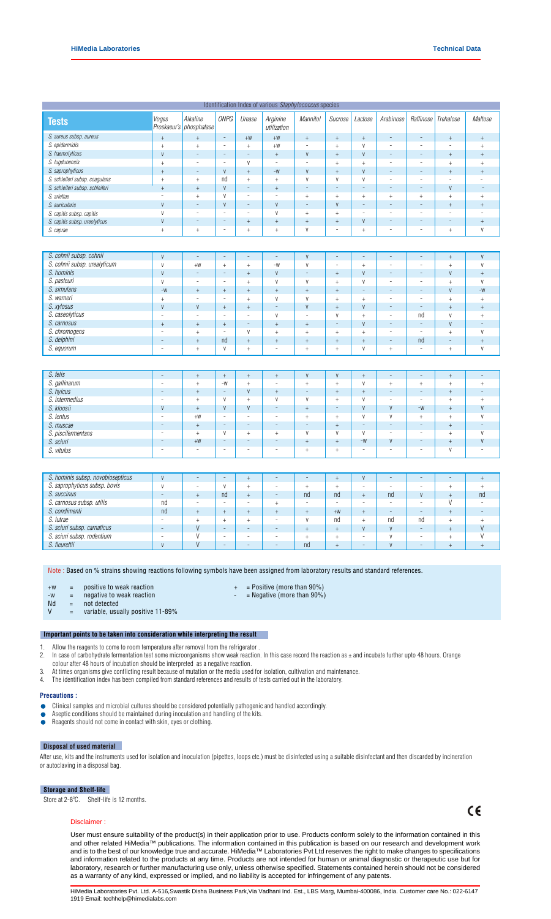Identification Index of various *Staphylococcus* species

| Tests | Voges Proskaeur's | Alkaline phosphatase | ONPG | Urease | Arginine utilization | Mannitol | Sucrose | Lactose | Arabinose | Raffinose | Trehalose | Maltose |
|---|---|---|---|---|---|---|---|---|---|---|---|---|
| *S. aureus subsp. aureus* | + | + | - | +w | +w | + | + | + | - | - | + | + |
| *S. epidermidis* | + | + | - | + | +w | - | + | V | - | - | - | + |
| *S. haemolyticus* | V | - | - | - | + | V | + | V | - | - | + | + |
| *S. lugdunensis* | + | - | - | V | - | - | + | + | - | - | + | + |
| *S. saprophyticus* | + | - | V | + | -w | V | + | V | - | - | + | + |
| *S. schleiferi subsp. coagulans* | + | + | nd | + | + | V | V | V | - | - | - | - |
| *S. schleiferi subsp. schleiferi* | + | + | V | - | + | - | - | - | - | - | V | - |
| *S. arlettae* | - | + | V | - | - | + | + | + | + | + | + | + |
| *S. auricularis* | V | - | V | - | V | - | V | - | - | - | + | + |
| *S. capitis subsp. capitis* | V | - | - | - | V | + | + | - | - | - | - | - |
| *S. capitis subsp. ureolyticus* | V | - | - | + | + | + | + | V | - | - | - | + |
| *S. caprae* | + | + | - | + | + | V | - | + | - | - | + | V |
| *S. cohnii subsp. cohnii* | V | - | - | - | - | V | - | - | - | - | + | V |
| *S. cohnii subsp. urealyticum* | V | +w | + | + | -w | V | - | + | - | - | + | V |
| *S. hominis* | V | - | - | + | V | - | + | V | - | - | V | + |
| *S. pasteuri* | V | - | - | + | V | V | + | V | - | - | + | V |
| *S. simulans* | -w | + | + | + | + | + | + | - | - | - | V | -w |
| *S. warneri* | + | - | - | + | V | V | + | + | - | - | + | + |
| *S. xylosus* | V | V | + | + | - | V | + | V | - | - | + | + |
| *S. caseolyticus* | - | - | - | - | V | - | V | + | - | nd | V | + |
| *S. carnosus* | + | + | + | - | + | + | - | V | - | - | V | - |
| *S. chromogens* | - | + | - | V | + | + | + | + | - | - | + | V |
| *S. delphini* | - | + | nd | + | + | + | + | + | - | nd | - | + |
| *S. equorum* | - | + | V | + | - | + | + | V | + | - | + | V |
| *S. felis* | - | + | + | + | + | V | V | + | - | - | + | - |
| *S. gallinarum* | - | + | -w | + | - | + | + | V | + | + | + | + |
| *S. hyicus* | - | + | - | V | + | - | + | + | - | - | + | - |
| *S. intermedius* | - | + | V | + | V | V | + | V | - | - | + | + |
| *S. kloosii* | V | + | V | V | - | + | - | V | V | -w | + | V |
| *S. lentus* | - | +w | - | - | - | + | + | V | V | + | + | V |
| *S. muscae* | - | + | - | - | - | - | + | - | - | - | + | - |
| *S. piscifermentans* | - | + | V | + | + | V | V | V | - | - | + | V |
| *S. sciuri* | - | +w | - | - | - | + | + | -w | V | - | + | V |
| *S. vitulus* | - | - | - | - | - | + | + | - | - | - | V | - |
| *S. hominis subsp. novobiosepticus* | V | - | - | + | - | - | + | V | - | - | - | + |
| *S. saprophyticus subsp. bovis* | V | - | V | + | - | + | + | - | - | - | + | + |
| *S. succinus* | - | + | nd | + | - | nd | nd | + | nd | V | + | nd |
| *S. carnosus subsp. utilis* | nd | - | - | - | + | - | - | - | - | - | V | - |
| *S. condimenti* | nd | + | + | + | + | + | +w | + | - | - | + | - |
| *S. lutrae* | - | + | + | + | - | V | nd | + | nd | nd | + | + |
| *S. sciuri subsp. carnaticus* | - | V | - | - | - | + | + | V | V | - | + | V |
| *S. sciuri subsp. rodentium* | - | V | - | - | - | + | + | - | V | - | + | V |
| *S. fleurettii* | V | V | - | - | - | nd | + | - | V | - | + | + |

Note : Based on % strains showing reactions following symbols have been assigned from laboratory results and standard references.

+w = positive to weak reaction
-w = negative to weak reaction
Nd = not detected
V = variable, usually positive 11-89%
+ = Positive (more than 90%)
- = Negative (more than 90%)

## Important points to be taken into consideration while interpreting the result

1. Allow the reagents to come to room temperature after removal from the refrigerator .
2. In case of carbohydrate fermentation test some microorganisms show weak reaction. In this case record the reaction as ± and incubate further upto 48 hours. Orange colour after 48 hours of incubation should be interpreted as a negative reaction.
3. At times organisms give conflicting result because of mutation or the media used for isolation, cultivation and maintenance.
4. The identification index has been compiled from standard references and results of tests carried out in the laboratory.

## Precautions :

- Clinical samples and microbial cultures should be considered potentially pathogenic and handled accordingly.
- Aseptic conditions should be maintained during inoculation and handling of the kits.
- Reagents should not come in contact with skin, eyes or clothing.

## Disposal of used material

After use, kits and the instruments used for isolation and inoculation (pipettes, loops etc.) must be disinfected using a suitable disinfectant and then discarded by incineration or autoclaving in a disposal bag.

## Storage and Shelf-life

Store at 2-8°C. Shelf-life is 12 months.

CE

Disclaimer :

User must ensure suitability of the product(s) in their application prior to use. Products conform solely to the information contained in this and other related HiMedia™ publications. The information contained in this publication is based on our research and development work and is to the best of our knowledge true and accurate. HiMedia™ Laboratories Pvt Ltd reserves the right to make changes to specifications and information related to the products at any time. Products are not intended for human or animal diagnostic or therapeutic use but for laboratory, research or further manufacturing use only, unless otherwise specified. Statements contained herein should not be considered as a warranty of any kind, expressed or implied, and no liability is accepted for infringement of any patents.

HiMedia Laboratories Pvt. Ltd. A-516,Swastik Disha Business Park,Via Vadhani Ind. Est., LBS Marg, Mumbai-400086, India. Customer care No.: 022-6147 1919 Email: techhelp@himedialabs.com